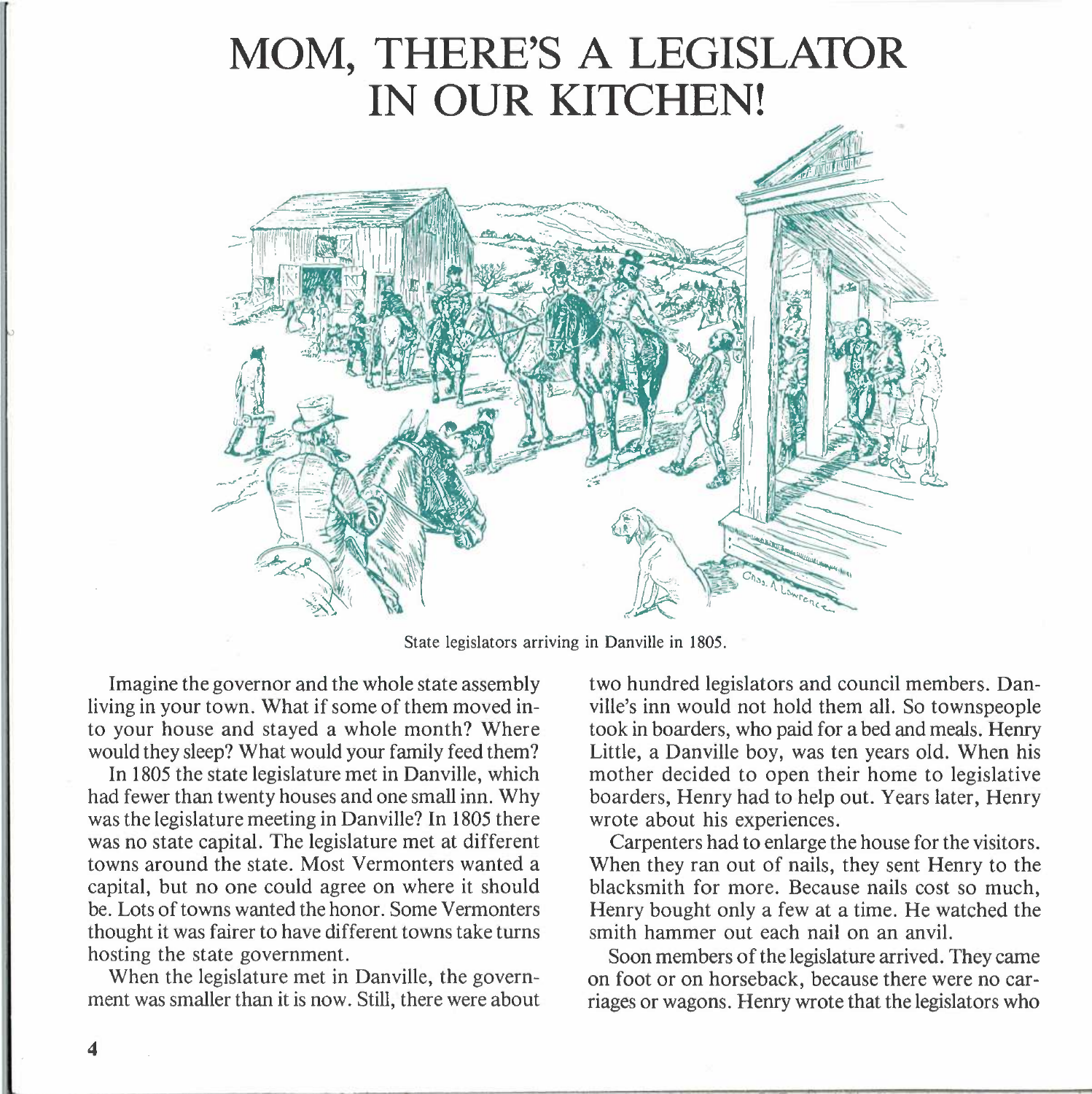# MOM, THERE'S A LEGISLATOR IN OUR KITCHEN!

State legislators arriving in Danville in 1805.

Imagine the governor and the whole state assembly living in your town. What if some of them moved into your house and stayed a whole month? Where would they sleep? What would your family feed them?

In 1805 the state legislature met in Danville, which had fewer than twenty houses and one small inn. Why was the legislature meeting in Danville? In 1805 there was no state capital. The legislature met at different towns around the state. Most Vermonters wanted a capital, but no one could agree on where it should be. Lots of towns wanted the honor. Some Vermonters thought it was fairer to have different towns take turns hosting the state government.

When the legislature met in Danville, the government was smaller than it is now. Still, there were about two hundred legislators and council members. Danville's inn would not hold them all. So townspeople took in boarders, who paid for a bed and meals. Henry Little, a Danville boy, was ten years old. When his mother decided to open their home to legislative boarders, Henry had to help out. Years later, Henry wrote about his experiences.

Carpenters had to enlarge the house for the visitors. When they ran out of nails, they sent Henry to the blacksmith for more. Because nails cost so much, Henry bought only a few at a time. He watched the smith hammer out each nail on an anvil.

Soon members of the legislature arrived. They came on foot or on horseback, because there were no carriages or wagons. Henry wrote that the legislators who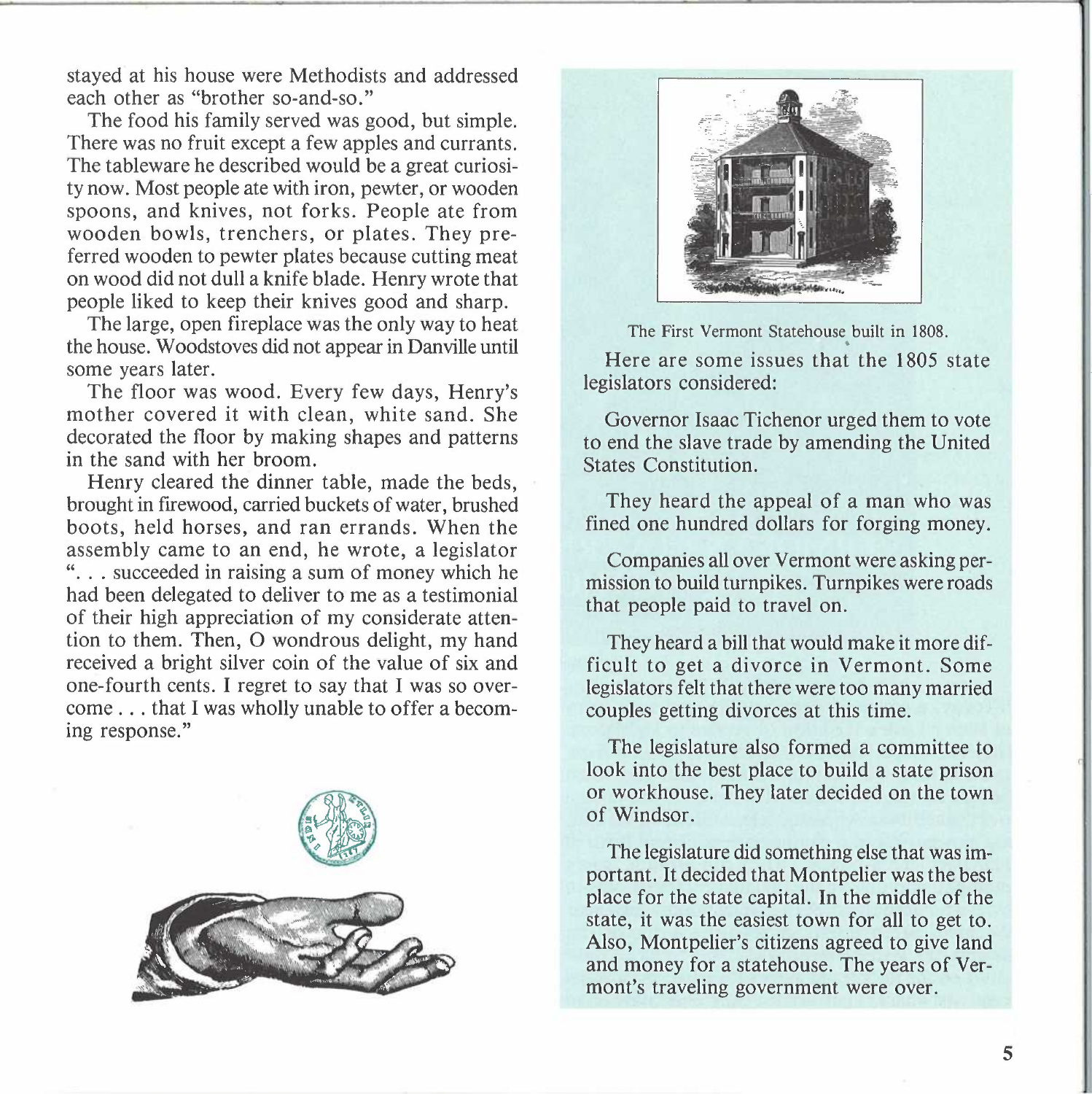stayed at his house were Methodists and addressed each other as "brother so-and-so."

The food his family served was good, but simple. There was no fruit except a few apples and currants. The tableware he described would be a great curiosity now. Most people ate with iron, pewter, or wooden spoons, and knives, not forks. People ate from wooden bowls, trenchers, or plates. They preferred wooden to pewter plates because cutting meat on wood did not dull a knife blade. Henry wrote that people liked to keep their knives good and sharp.

The large, open fireplace was the only way to heat the house. Woodstoves did not appear in Danville until some years later.

The floor was wood. Every few days, Henry's mother covered it with clean, white sand. She decorated the floor by making shapes and patterns in the sand with her broom.

Henry cleared the dinner table, made the beds, brought in firewood, carried buckets of water, brushed boots, held horses, and ran errands. When the assembly came to an end, he wrote, a legislator ". . . succeeded in raising a sum of money which he had been delegated to deliver to me as a testimonial of their high appreciation of my considerate attention to them. Then, O wondrous delight, my hand received a bright silver coin of the value of six and one-fourth cents. I regret to say that I was so overcome . . . that I was wholly unable to offer a becoming response."

The First Vermont Statehouse built in 1808.

Here are some issues that the 1805 state legislators considered:

Governor Isaac Tichenor urged them to vote to end the slave trade by amending the United States Constitution.

They heard the appeal of a man who was fined one hundred dollars for forging money.

Companies all over Vermont were asking permission to build turnpikes. Turnpikes were roads that people paid to travel on.

They heard a bill that would make it more difficult to get a divorce in Vermont. Some legislators felt that there were too many married couples getting divorces at this time.

The legislature also formed a committee to look into the best place to build a state prison or workhouse. They later decided on the town of Windsor.

The legislature did something else that was important. It decided that Montpelier was the best place for the state capital. In the middle of the state, it was the easiest town for all to get to. Also, Montpelier's citizens agreed to give land and money for a statehouse. The years of Vermont's traveling government were over.